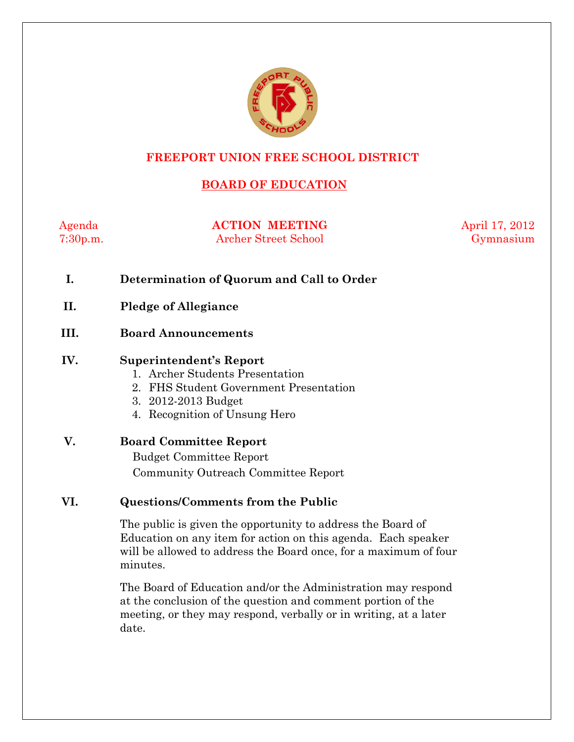# FREEPORT UNION FREE SCHOOL DISTRICT

## BOARD OF EDUCATION

Agenda — **ACTION MEETING** — April 17, 2012

7:30p.m. — Archer Street School — Gymnasium

**I. Determination of Quorum and Call to Order**

**II. Pledge of Allegiance**

**III. Board Announcements**

**IV. Superintendent's Report**

1. Archer Students Presentation
2. FHS Student Government Presentation
3. 2012-2013 Budget
4. Recognition of Unsung Hero

**V. Board Committee Report**

Budget Committee Report

Community Outreach Committee Report

**VI. Questions/Comments from the Public**

The public is given the opportunity to address the Board of Education on any item for action on this agenda. Each speaker will be allowed to address the Board once, for a maximum of four minutes.

The Board of Education and/or the Administration may respond at the conclusion of the question and comment portion of the meeting, or they may respond, verbally or in writing, at a later date.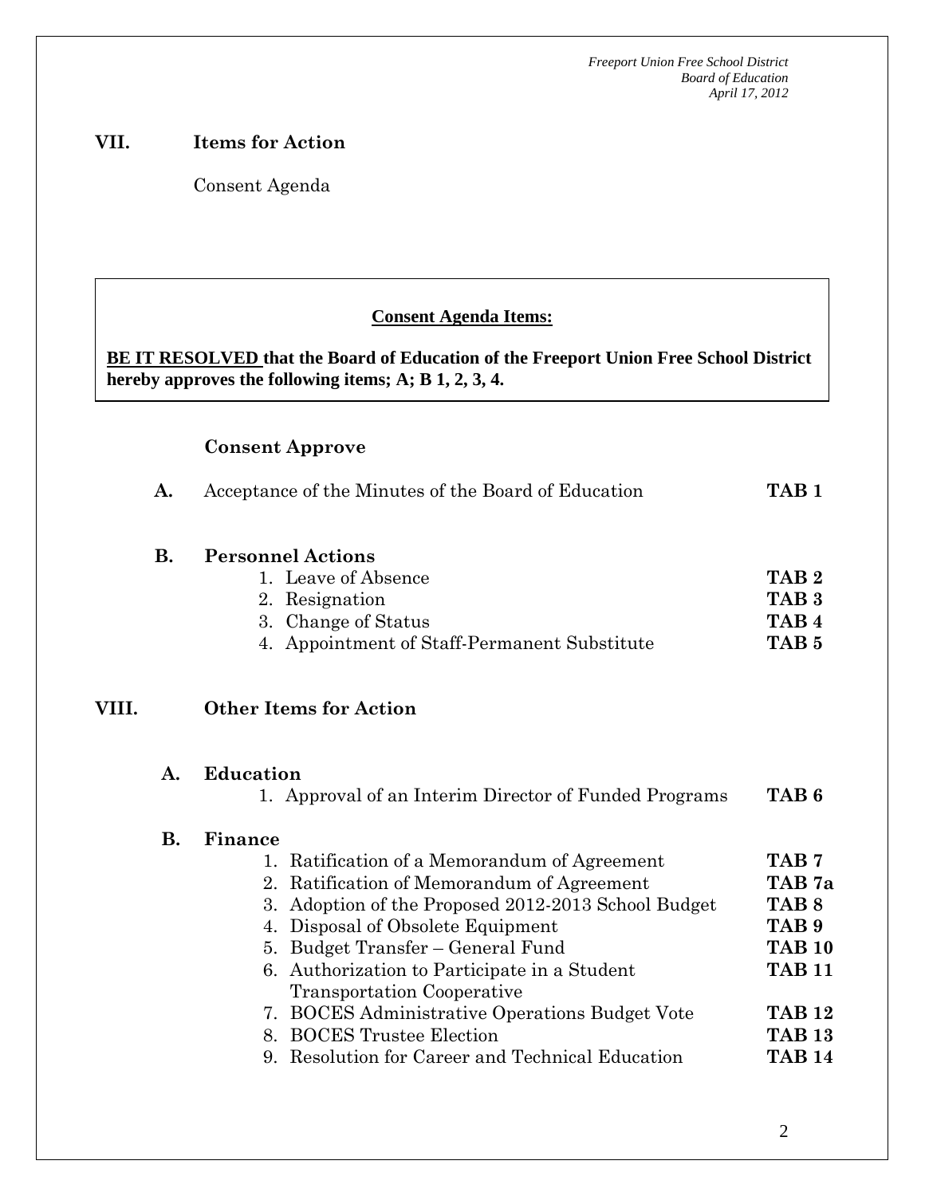## VII. Items for Action

Consent Agenda

**Consent Agenda Items:**

**BE IT RESOLVED that the Board of Education of the Freeport Union Free School District hereby approves the following items; A; B 1, 2, 3, 4.**

**Consent Approve**

**A.** Acceptance of the Minutes of the Board of Education **TAB 1**

**B. Personnel Actions**

1. Leave of Absence **TAB 2**
2. Resignation **TAB 3**
3. Change of Status **TAB 4**
4. Appointment of Staff-Permanent Substitute **TAB 5**

## VIII. Other Items for Action

**A. Education**

1. Approval of an Interim Director of Funded Programs **TAB 6**

**B. Finance**

1. Ratification of a Memorandum of Agreement **TAB 7**
2. Ratification of Memorandum of Agreement **TAB 7a**
3. Adoption of the Proposed 2012-2013 School Budget **TAB 8**
4. Disposal of Obsolete Equipment **TAB 9**
5. Budget Transfer – General Fund **TAB 10**
6. Authorization to Participate in a Student Transportation Cooperative **TAB 11**
7. BOCES Administrative Operations Budget Vote **TAB 12**
8. BOCES Trustee Election **TAB 13**
9. Resolution for Career and Technical Education **TAB 14**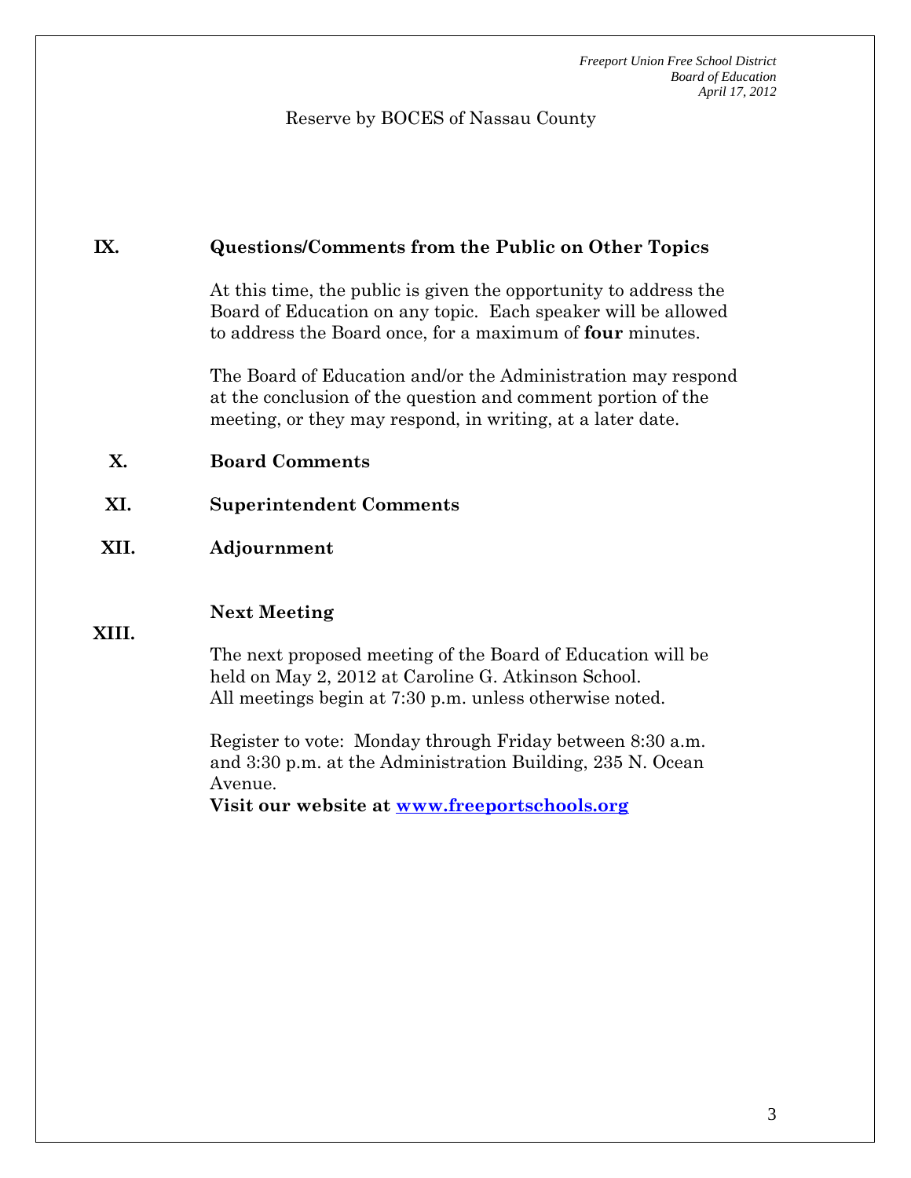Reserve by BOCES of Nassau County

## IX. Questions/Comments from the Public on Other Topics

At this time, the public is given the opportunity to address the Board of Education on any topic. Each speaker will be allowed to address the Board once, for a maximum of **four** minutes.

The Board of Education and/or the Administration may respond at the conclusion of the question and comment portion of the meeting, or they may respond, in writing, at a later date.

## X. Board Comments

## XI. Superintendent Comments

## XII. Adjournment

## XIII. Next Meeting

The next proposed meeting of the Board of Education will be held on May 2, 2012 at Caroline G. Atkinson School. All meetings begin at 7:30 p.m. unless otherwise noted.

Register to vote: Monday through Friday between 8:30 a.m. and 3:30 p.m. at the Administration Building, 235 N. Ocean Avenue.

**Visit our website at [www.freeportschools.org](http://www.freeportschools.org)**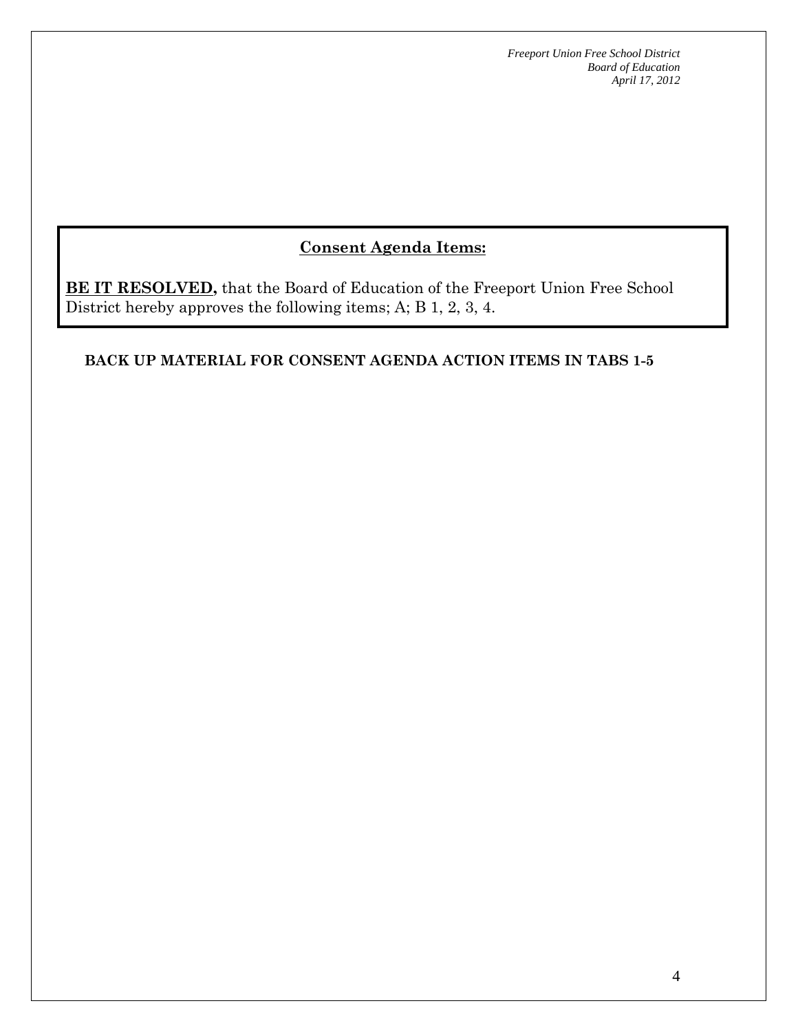## Consent Agenda Items:

**BE IT RESOLVED,** that the Board of Education of the Freeport Union Free School District hereby approves the following items; A; B 1, 2, 3, 4.

**BACK UP MATERIAL FOR CONSENT AGENDA ACTION ITEMS IN TABS 1-5**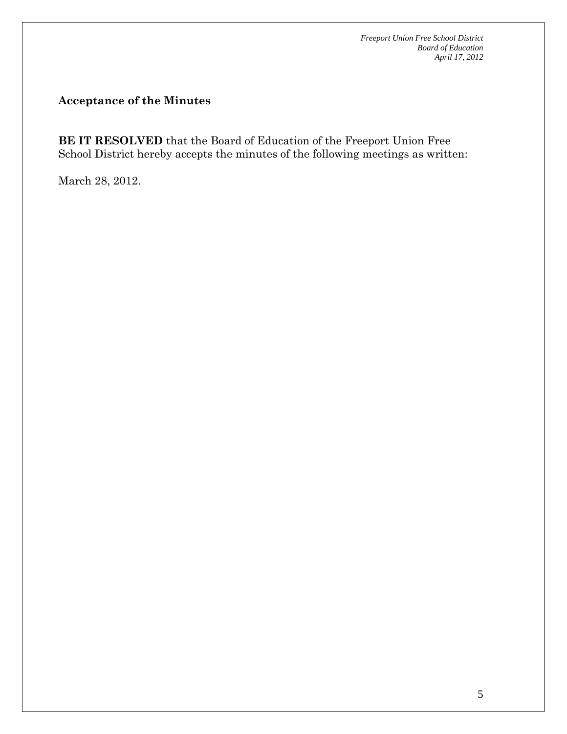## Acceptance of the Minutes

**BE IT RESOLVED** that the Board of Education of the Freeport Union Free School District hereby accepts the minutes of the following meetings as written:

March 28, 2012.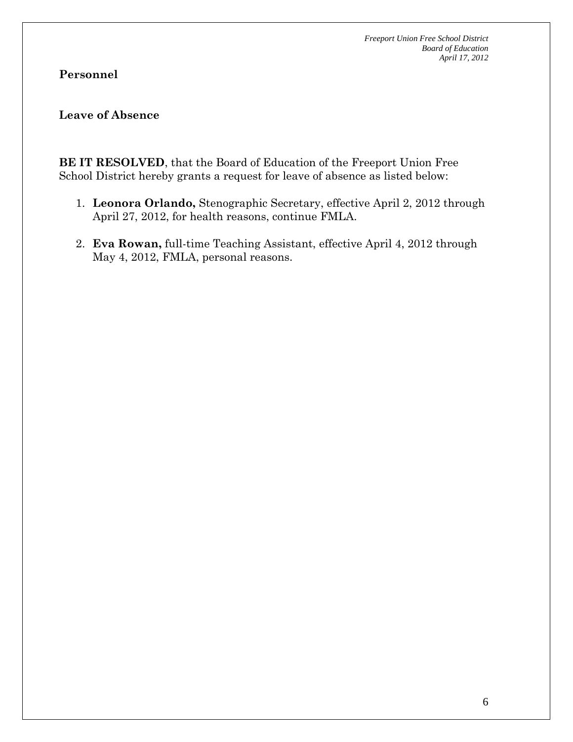## Personnel

### Leave of Absence

**BE IT RESOLVED**, that the Board of Education of the Freeport Union Free School District hereby grants a request for leave of absence as listed below:

1. **Leonora Orlando,** Stenographic Secretary, effective April 2, 2012 through April 27, 2012, for health reasons, continue FMLA.

2. **Eva Rowan,** full-time Teaching Assistant, effective April 4, 2012 through May 4, 2012, FMLA, personal reasons.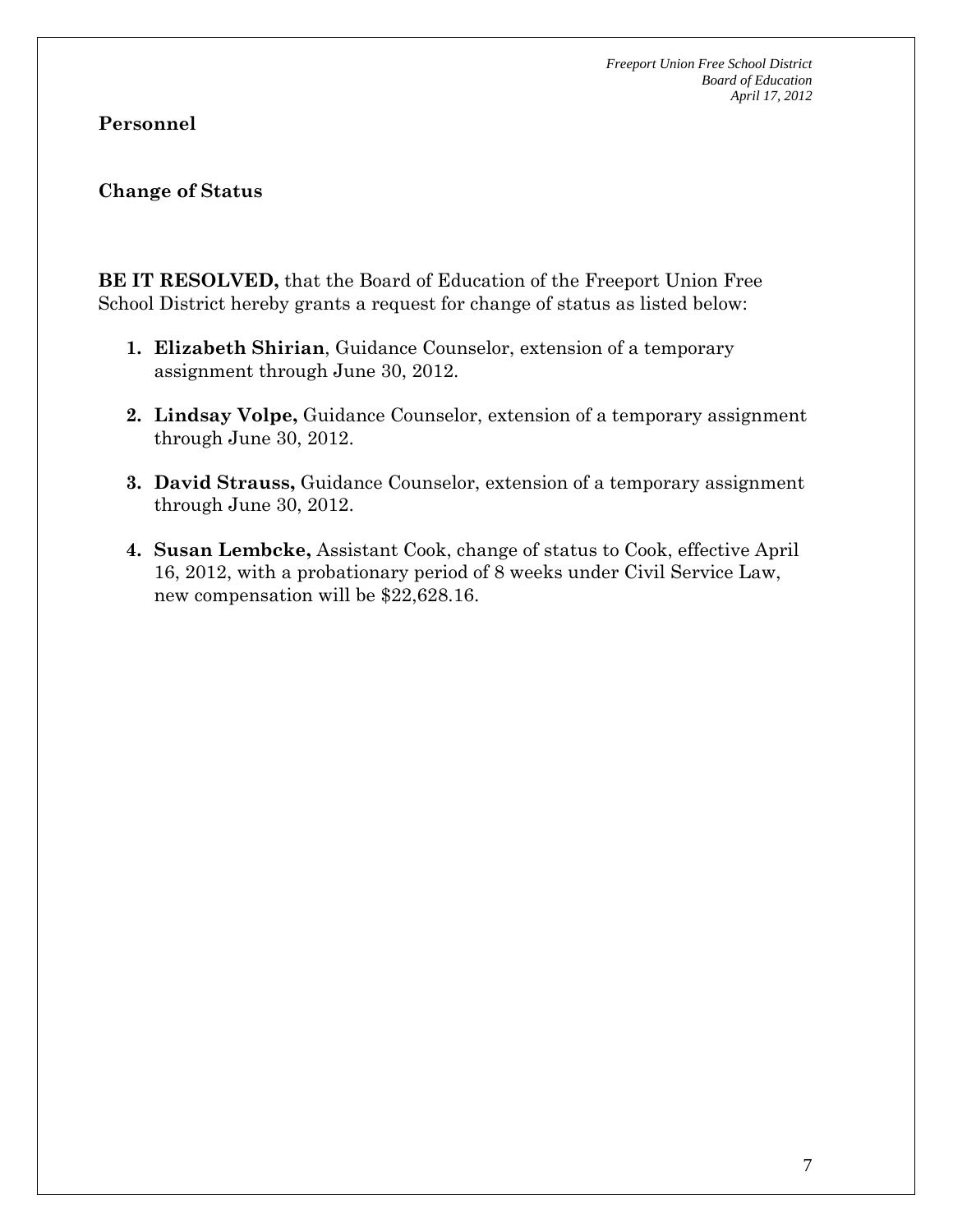## Personnel

### Change of Status

**BE IT RESOLVED,** that the Board of Education of the Freeport Union Free School District hereby grants a request for change of status as listed below:

1. **Elizabeth Shirian**, Guidance Counselor, extension of a temporary assignment through June 30, 2012.

2. **Lindsay Volpe,** Guidance Counselor, extension of a temporary assignment through June 30, 2012.

3. **David Strauss,** Guidance Counselor, extension of a temporary assignment through June 30, 2012.

4. **Susan Lembcke,** Assistant Cook, change of status to Cook, effective April 16, 2012, with a probationary period of 8 weeks under Civil Service Law, new compensation will be $22,628.16.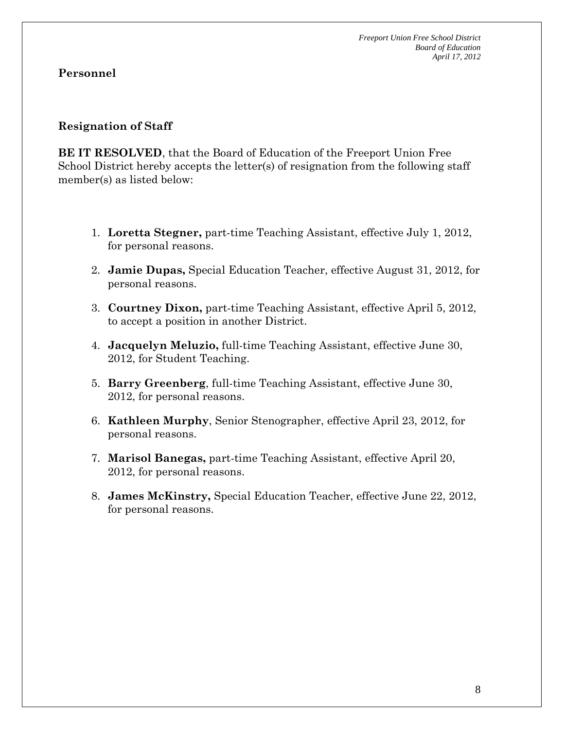## Personnel

### Resignation of Staff

**BE IT RESOLVED**, that the Board of Education of the Freeport Union Free School District hereby accepts the letter(s) of resignation from the following staff member(s) as listed below:

1. **Loretta Stegner,** part-time Teaching Assistant, effective July 1, 2012, for personal reasons.
2. **Jamie Dupas,** Special Education Teacher, effective August 31, 2012, for personal reasons.
3. **Courtney Dixon,** part-time Teaching Assistant, effective April 5, 2012, to accept a position in another District.
4. **Jacquelyn Meluzio,** full-time Teaching Assistant, effective June 30, 2012, for Student Teaching.
5. **Barry Greenberg**, full-time Teaching Assistant, effective June 30, 2012, for personal reasons.
6. **Kathleen Murphy**, Senior Stenographer, effective April 23, 2012, for personal reasons.
7. **Marisol Banegas,** part-time Teaching Assistant, effective April 20, 2012, for personal reasons.
8. **James McKinstry,** Special Education Teacher, effective June 22, 2012, for personal reasons.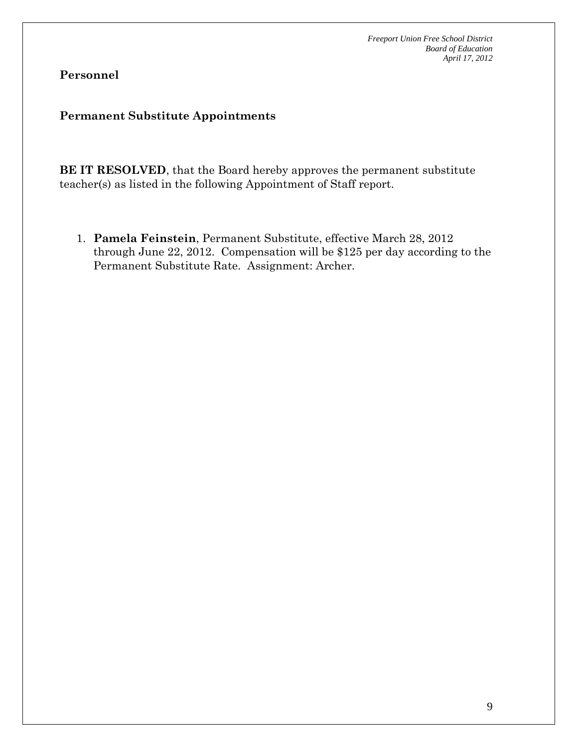**Personnel**

**Permanent Substitute Appointments**

**BE IT RESOLVED**, that the Board hereby approves the permanent substitute teacher(s) as listed in the following Appointment of Staff report.

1. **Pamela Feinstein**, Permanent Substitute, effective March 28, 2012 through June 22, 2012. Compensation will be $125 per day according to the Permanent Substitute Rate. Assignment: Archer.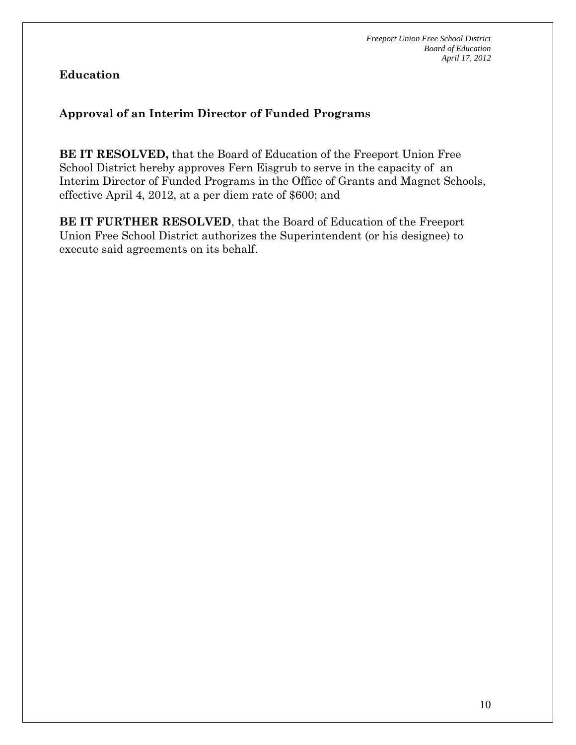**Education**

**Approval of an Interim Director of Funded Programs**

**BE IT RESOLVED,** that the Board of Education of the Freeport Union Free School District hereby approves Fern Eisgrub to serve in the capacity of an Interim Director of Funded Programs in the Office of Grants and Magnet Schools, effective April 4, 2012, at a per diem rate of $600; and

**BE IT FURTHER RESOLVED**, that the Board of Education of the Freeport Union Free School District authorizes the Superintendent (or his designee) to execute said agreements on its behalf.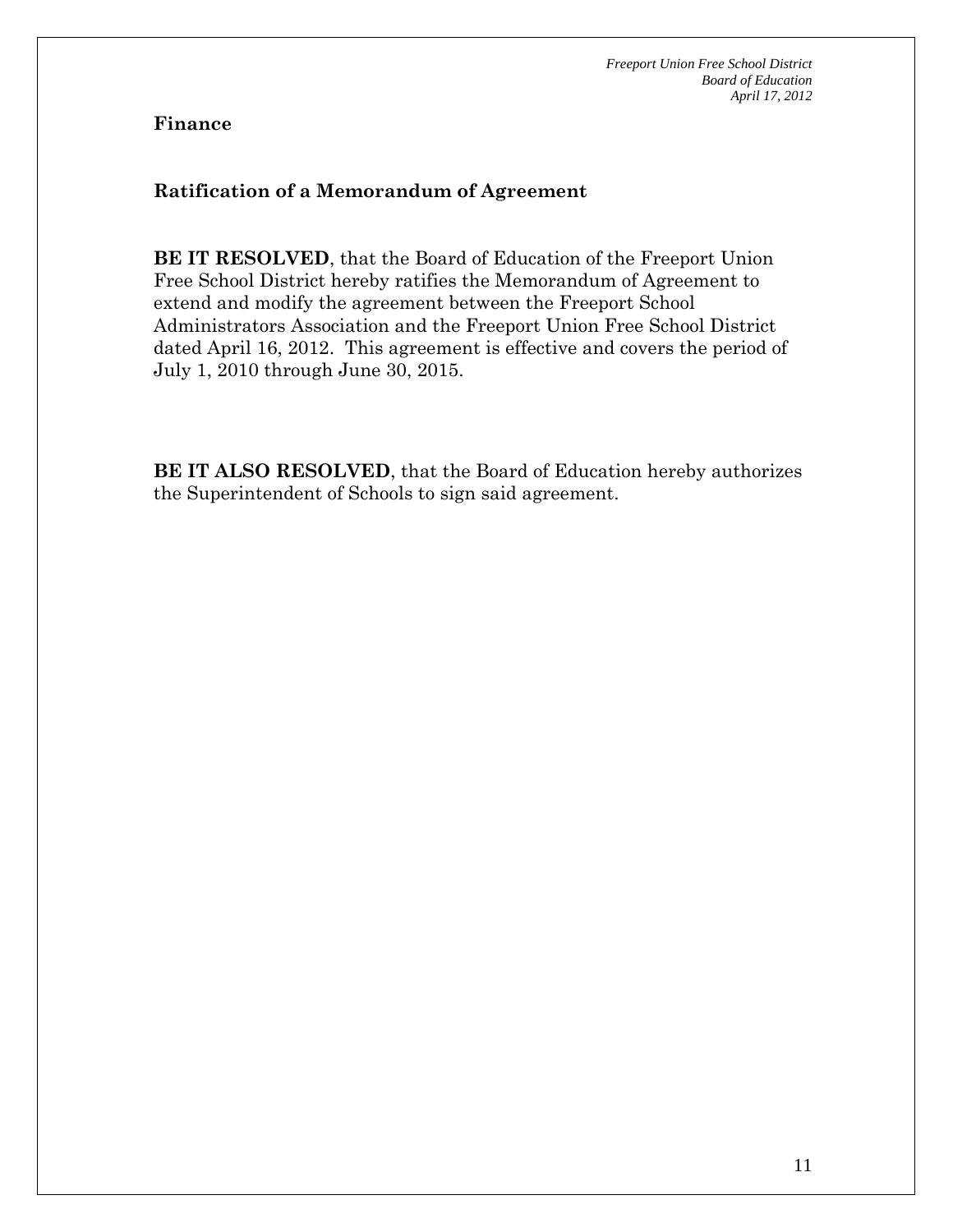**Finance**

**Ratification of a Memorandum of Agreement**

**BE IT RESOLVED**, that the Board of Education of the Freeport Union Free School District hereby ratifies the Memorandum of Agreement to extend and modify the agreement between the Freeport School Administrators Association and the Freeport Union Free School District dated April 16, 2012. This agreement is effective and covers the period of July 1, 2010 through June 30, 2015.

**BE IT ALSO RESOLVED**, that the Board of Education hereby authorizes the Superintendent of Schools to sign said agreement.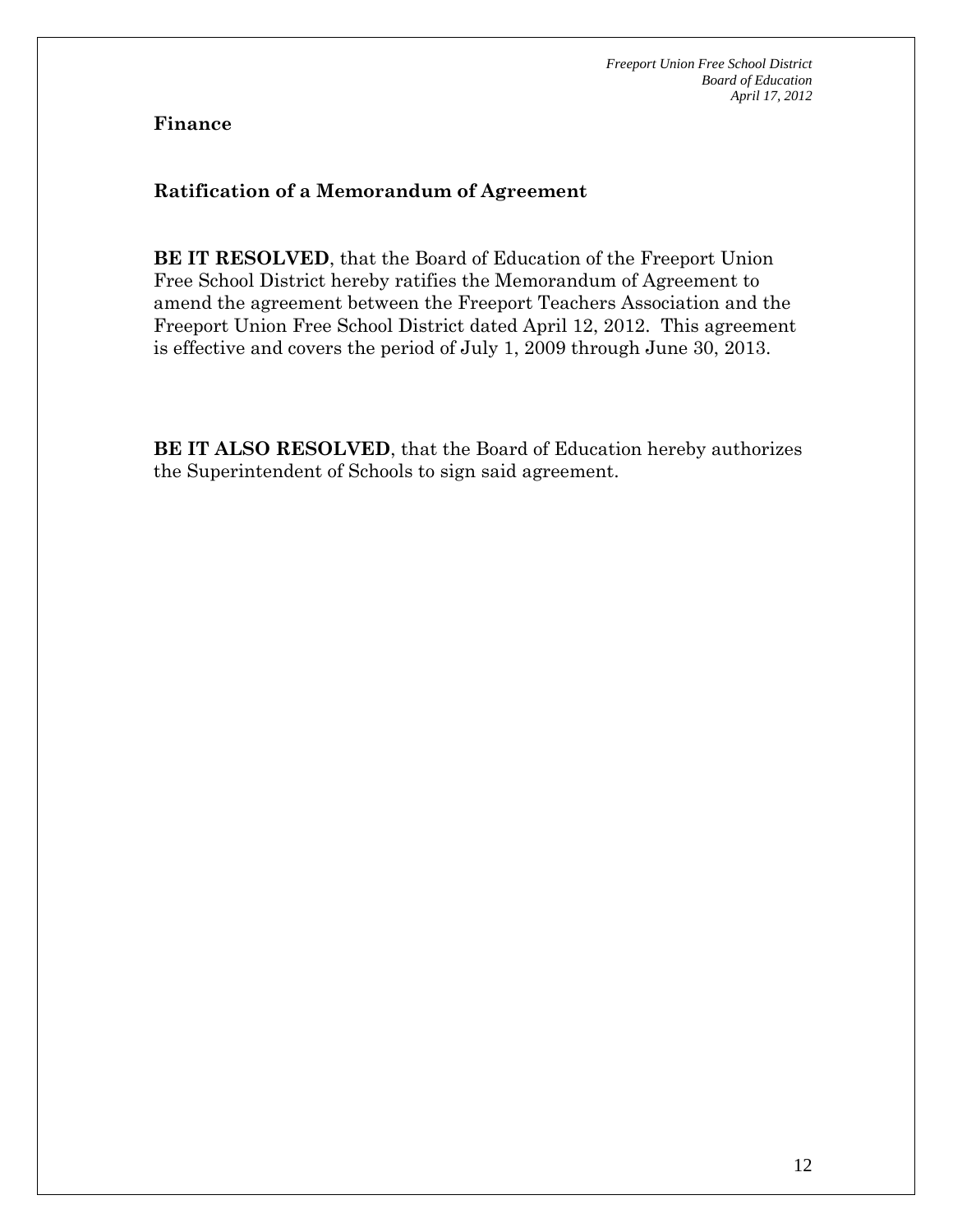**Finance**

**Ratification of a Memorandum of Agreement**

**BE IT RESOLVED**, that the Board of Education of the Freeport Union Free School District hereby ratifies the Memorandum of Agreement to amend the agreement between the Freeport Teachers Association and the Freeport Union Free School District dated April 12, 2012. This agreement is effective and covers the period of July 1, 2009 through June 30, 2013.

**BE IT ALSO RESOLVED**, that the Board of Education hereby authorizes the Superintendent of Schools to sign said agreement.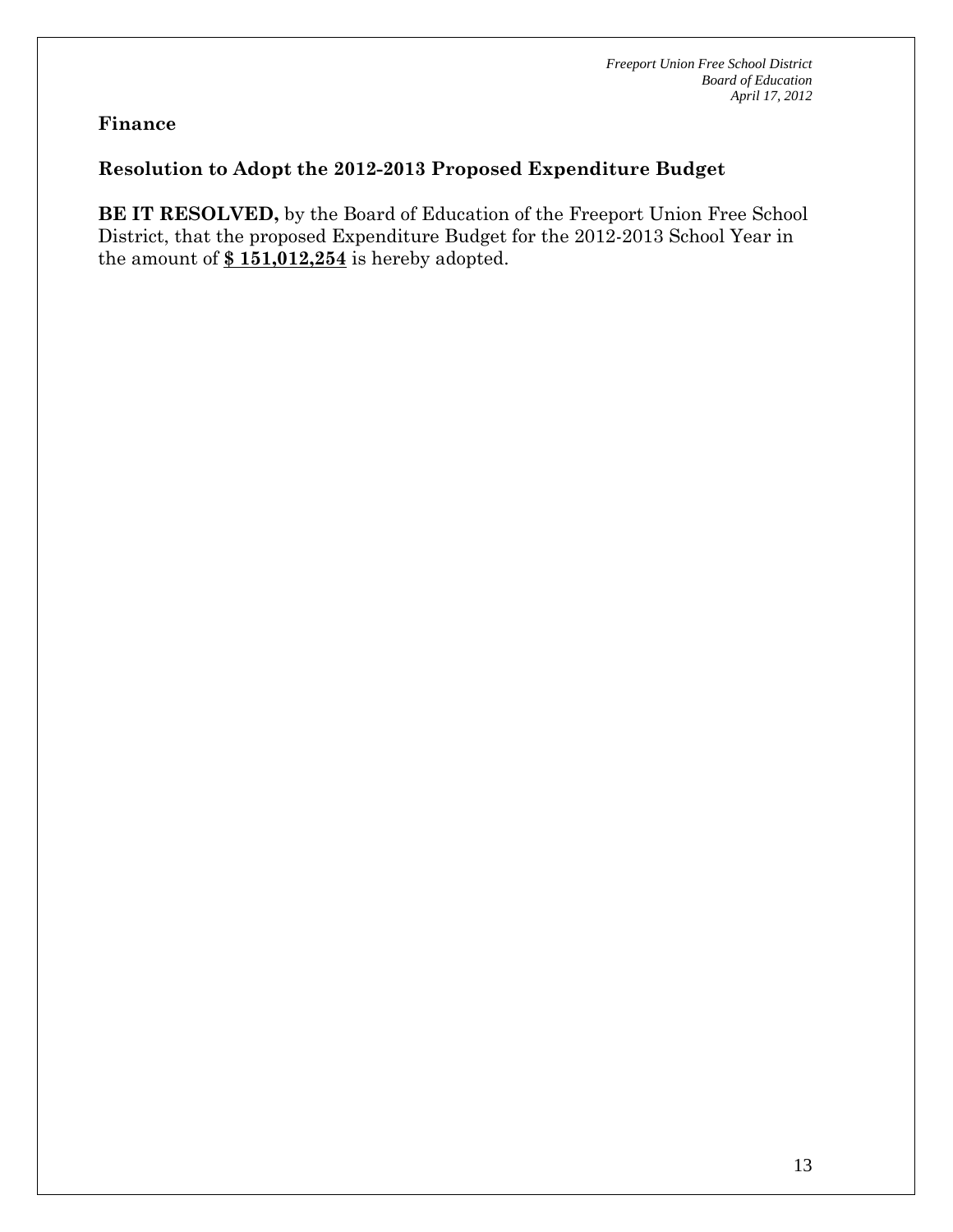## Finance

### Resolution to Adopt the 2012-2013 Proposed Expenditure Budget

**BE IT RESOLVED,** by the Board of Education of the Freeport Union Free School District, that the proposed Expenditure Budget for the 2012-2013 School Year in the amount of **$ 151,012,254** is hereby adopted.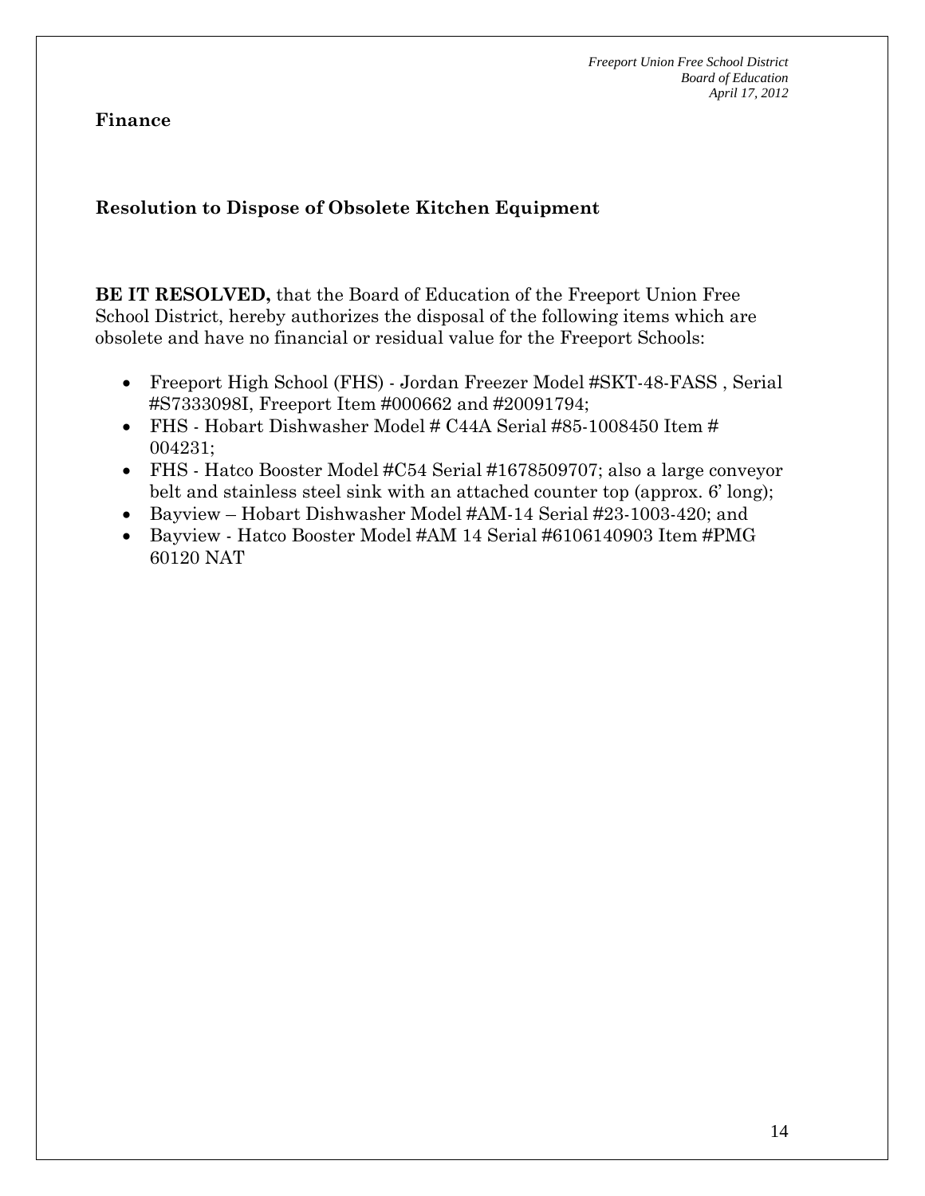**Finance**

**Resolution to Dispose of Obsolete Kitchen Equipment**

**BE IT RESOLVED,** that the Board of Education of the Freeport Union Free School District, hereby authorizes the disposal of the following items which are obsolete and have no financial or residual value for the Freeport Schools:

- Freeport High School (FHS) - Jordan Freezer Model #SKT-48-FASS , Serial #S7333098I, Freeport Item #000662 and #20091794;
- FHS - Hobart Dishwasher Model # C44A Serial #85-1008450 Item # 004231;
- FHS - Hatco Booster Model #C54 Serial #1678509707; also a large conveyor belt and stainless steel sink with an attached counter top (approx. 6' long);
- Bayview – Hobart Dishwasher Model #AM-14 Serial #23-1003-420; and
- Bayview - Hatco Booster Model #AM 14 Serial #6106140903 Item #PMG 60120 NAT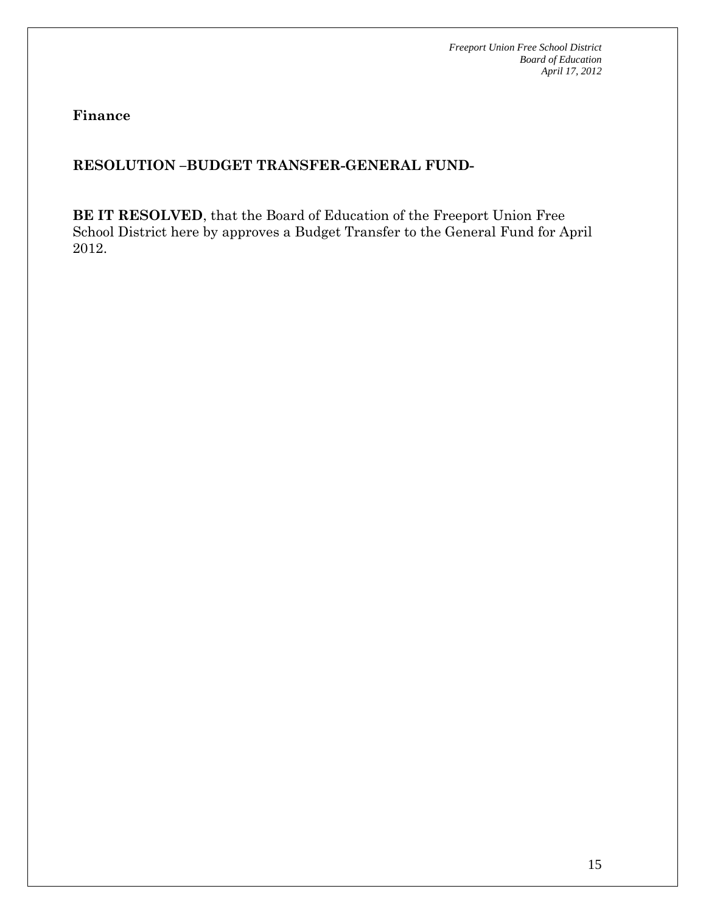**Finance**

**RESOLUTION –BUDGET TRANSFER-GENERAL FUND-**

**BE IT RESOLVED**, that the Board of Education of the Freeport Union Free School District here by approves a Budget Transfer to the General Fund for April 2012.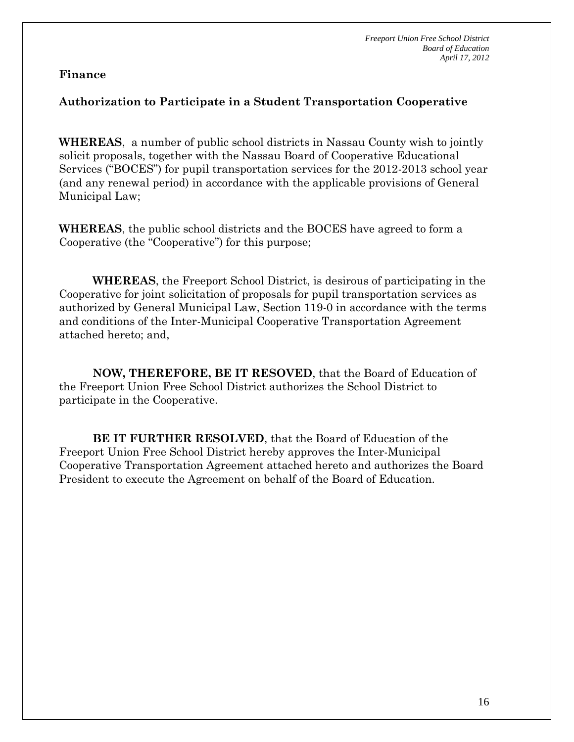**Finance**

**Authorization to Participate in a Student Transportation Cooperative**

**WHEREAS**, a number of public school districts in Nassau County wish to jointly solicit proposals, together with the Nassau Board of Cooperative Educational Services ("BOCES") for pupil transportation services for the 2012-2013 school year (and any renewal period) in accordance with the applicable provisions of General Municipal Law;

**WHEREAS**, the public school districts and the BOCES have agreed to form a Cooperative (the "Cooperative") for this purpose;

**WHEREAS**, the Freeport School District, is desirous of participating in the Cooperative for joint solicitation of proposals for pupil transportation services as authorized by General Municipal Law, Section 119-0 in accordance with the terms and conditions of the Inter-Municipal Cooperative Transportation Agreement attached hereto; and,

**NOW, THEREFORE, BE IT RESOVED**, that the Board of Education of the Freeport Union Free School District authorizes the School District to participate in the Cooperative.

**BE IT FURTHER RESOLVED**, that the Board of Education of the Freeport Union Free School District hereby approves the Inter-Municipal Cooperative Transportation Agreement attached hereto and authorizes the Board President to execute the Agreement on behalf of the Board of Education.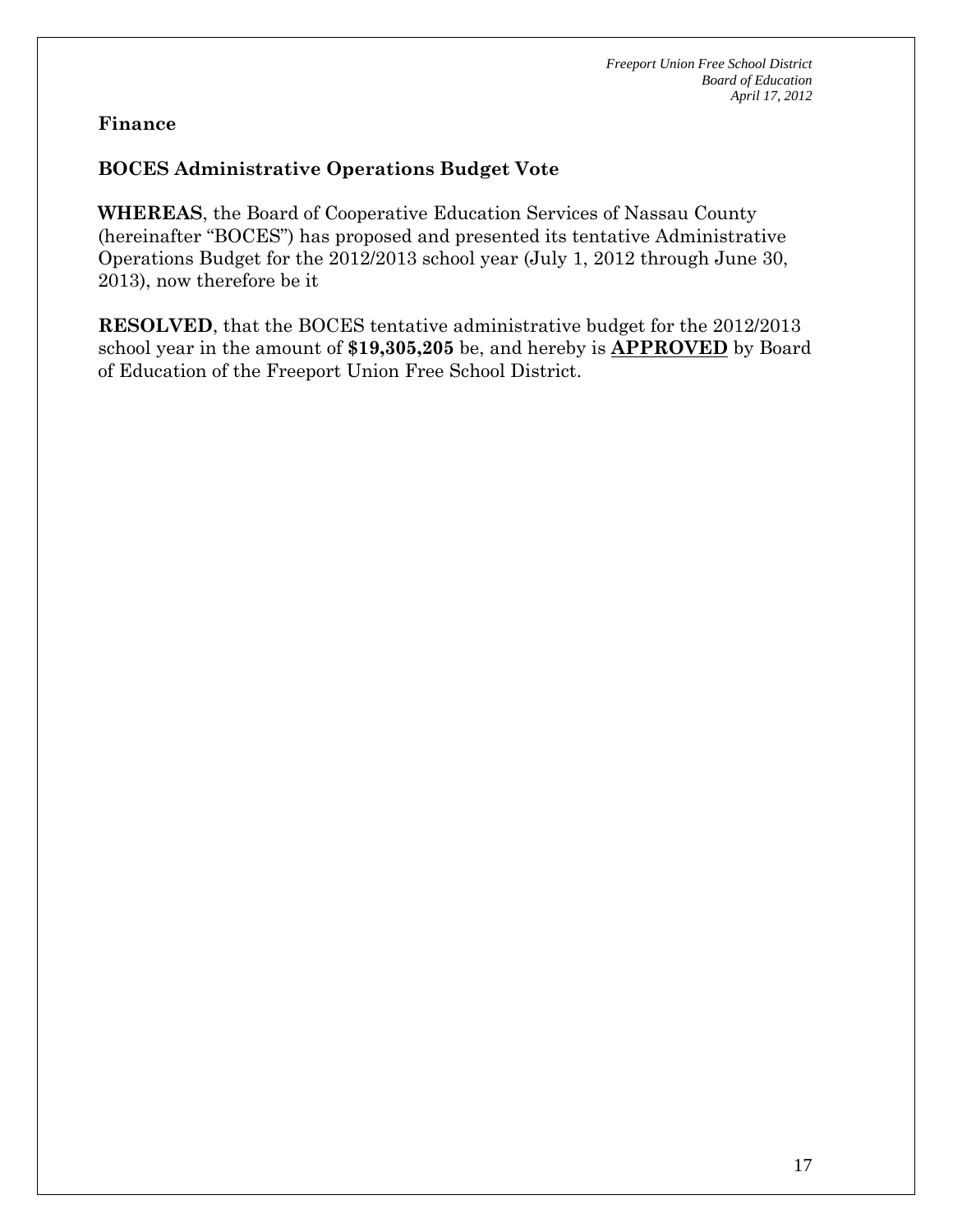## Finance

### BOCES Administrative Operations Budget Vote

**WHEREAS**, the Board of Cooperative Education Services of Nassau County (hereinafter "BOCES") has proposed and presented its tentative Administrative Operations Budget for the 2012/2013 school year (July 1, 2012 through June 30, 2013), now therefore be it

**RESOLVED**, that the BOCES tentative administrative budget for the 2012/2013 school year in the amount of **$19,305,205** be, and hereby is **APPROVED** by Board of Education of the Freeport Union Free School District.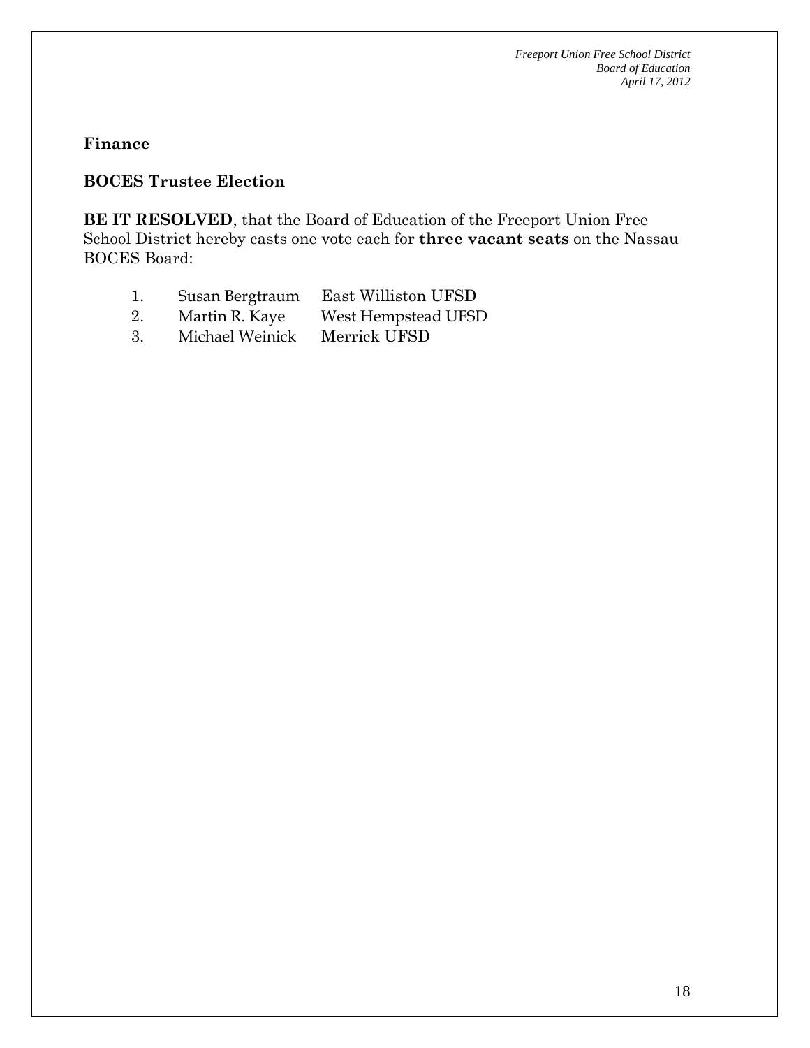**Finance**

**BOCES Trustee Election**

**BE IT RESOLVED**, that the Board of Education of the Freeport Union Free School District hereby casts one vote each for **three vacant seats** on the Nassau BOCES Board:

1. Susan Bergtraum East Williston UFSD
2. Martin R. Kaye West Hempstead UFSD
3. Michael Weinick Merrick UFSD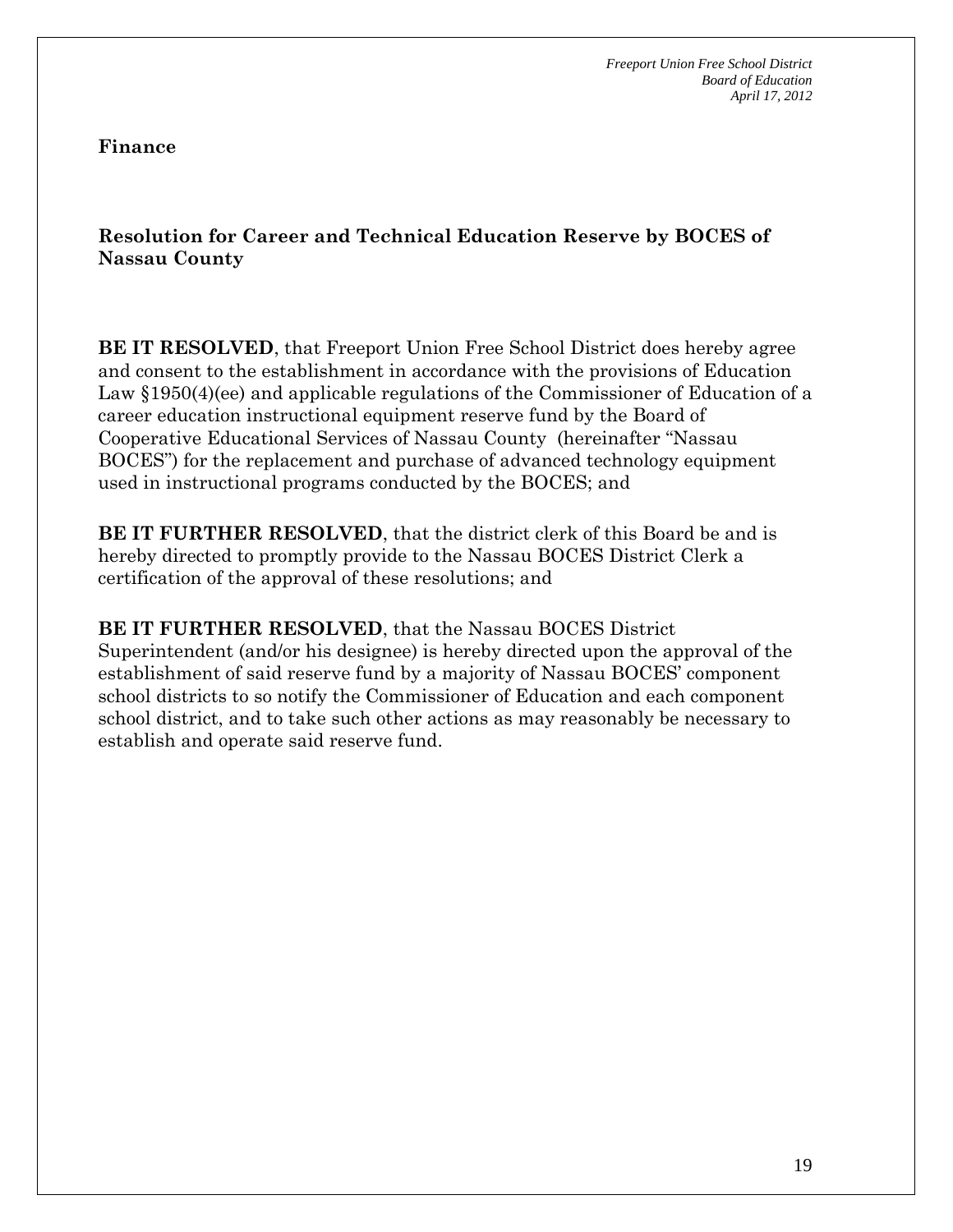## Finance

### Resolution for Career and Technical Education Reserve by BOCES of Nassau County

**BE IT RESOLVED**, that Freeport Union Free School District does hereby agree and consent to the establishment in accordance with the provisions of Education Law §1950(4)(ee) and applicable regulations of the Commissioner of Education of a career education instructional equipment reserve fund by the Board of Cooperative Educational Services of Nassau County (hereinafter "Nassau BOCES") for the replacement and purchase of advanced technology equipment used in instructional programs conducted by the BOCES; and

**BE IT FURTHER RESOLVED**, that the district clerk of this Board be and is hereby directed to promptly provide to the Nassau BOCES District Clerk a certification of the approval of these resolutions; and

**BE IT FURTHER RESOLVED**, that the Nassau BOCES District Superintendent (and/or his designee) is hereby directed upon the approval of the establishment of said reserve fund by a majority of Nassau BOCES' component school districts to so notify the Commissioner of Education and each component school district, and to take such other actions as may reasonably be necessary to establish and operate said reserve fund.